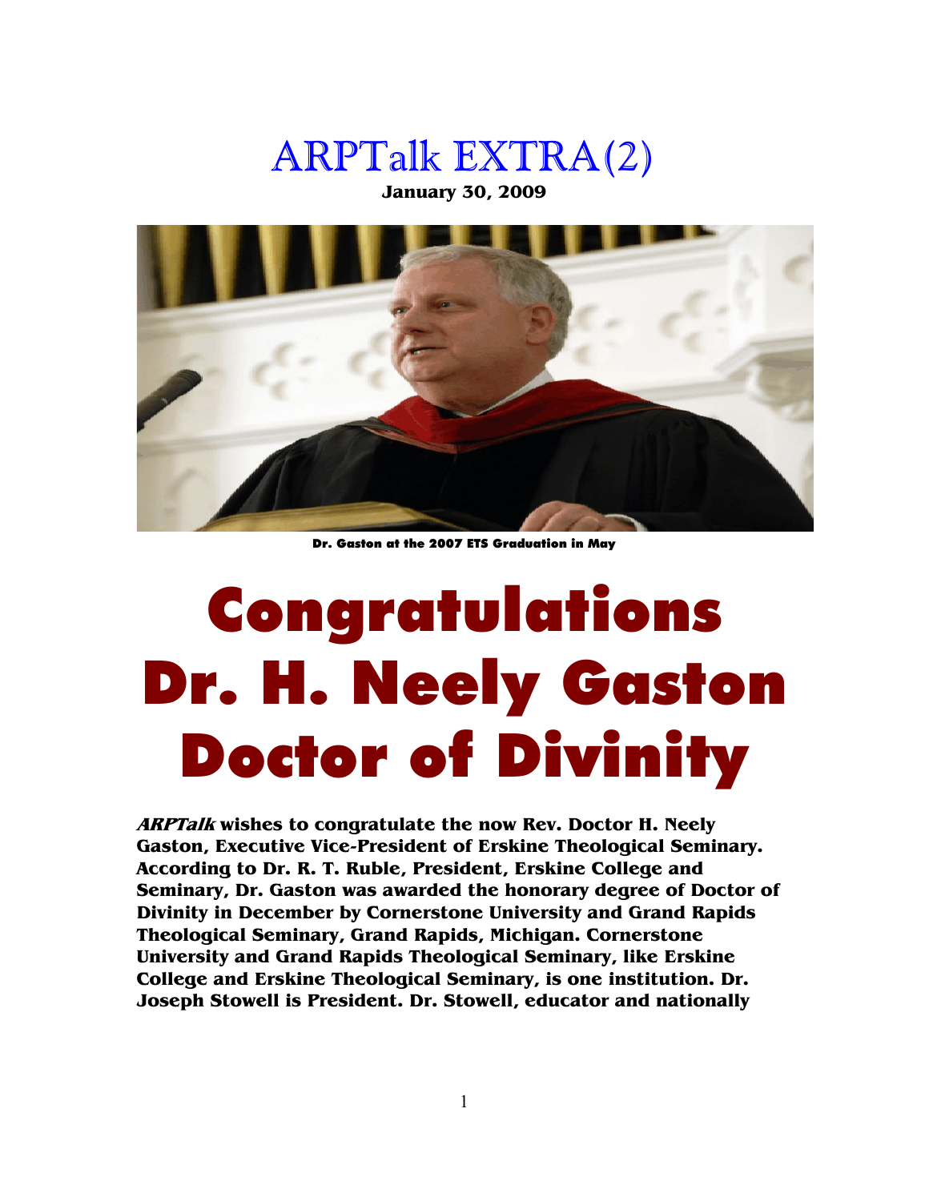# ARPTalk EXTRA(2)

**January 30, 2009**

Dr. Gaston at the 2007 ETS Graduation in May

# Congratulations Dr. H. Neely Gaston Doctor of Divinity

***ARPTalk*** **wishes to congratulate the now Rev. Doctor H. Neely Gaston, Executive Vice-President of Erskine Theological Seminary. According to Dr. R. T. Ruble, President, Erskine College and Seminary, Dr. Gaston was awarded the honorary degree of Doctor of Divinity in December by Cornerstone University and Grand Rapids Theological Seminary, Grand Rapids, Michigan. Cornerstone University and Grand Rapids Theological Seminary, like Erskine College and Erskine Theological Seminary, is one institution. Dr. Joseph Stowell is President. Dr. Stowell, educator and nationally**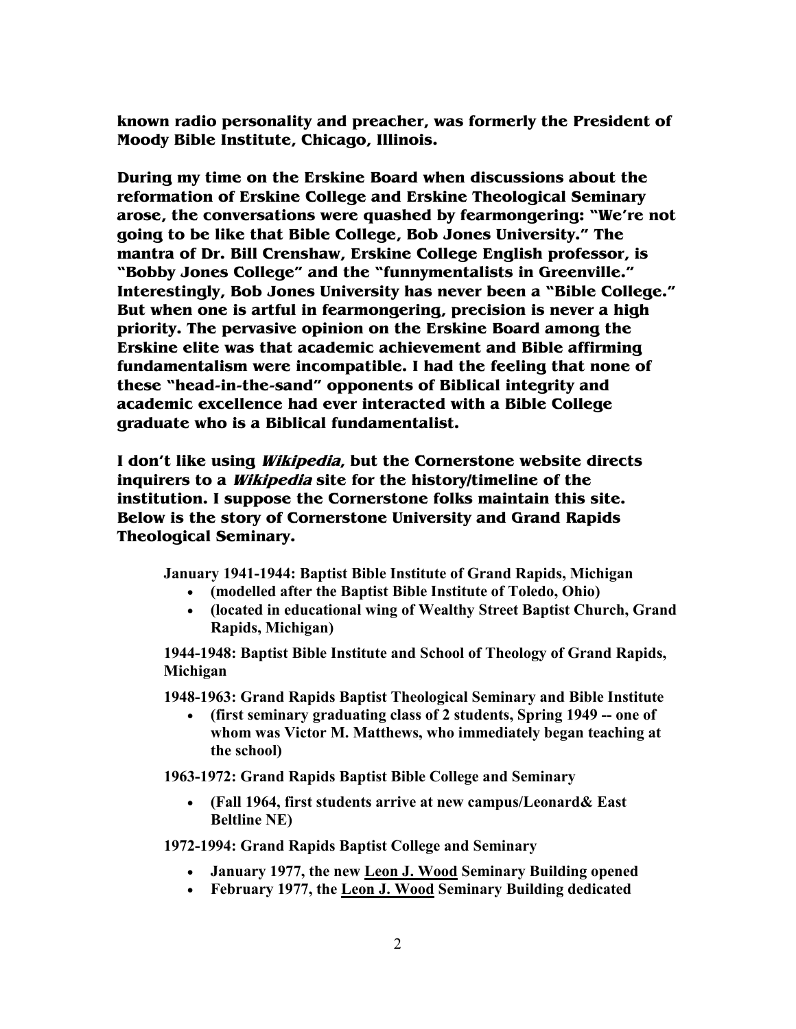**known radio personality and preacher, was formerly the President of Moody Bible Institute, Chicago, Illinois.**

**During my time on the Erskine Board when discussions about the reformation of Erskine College and Erskine Theological Seminary arose, the conversations were quashed by fearmongering: "We're not going to be like that Bible College, Bob Jones University." The mantra of Dr. Bill Crenshaw, Erskine College English professor, is "Bobby Jones College" and the "funnymentalists in Greenville." Interestingly, Bob Jones University has never been a "Bible College." But when one is artful in fearmongering, precision is never a high priority. The pervasive opinion on the Erskine Board among the Erskine elite was that academic achievement and Bible affirming fundamentalism were incompatible. I had the feeling that none of these "head-in-the-sand" opponents of Biblical integrity and academic excellence had ever interacted with a Bible College graduate who is a Biblical fundamentalist.**

**I don't like using *Wikipedia*, but the Cornerstone website directs inquirers to a *Wikipedia* site for the history/timeline of the institution. I suppose the Cornerstone folks maintain this site. Below is the story of Cornerstone University and Grand Rapids Theological Seminary.**

**January 1941-1944: Baptist Bible Institute of Grand Rapids, Michigan**

- **(modelled after the Baptist Bible Institute of Toledo, Ohio)**
- **(located in educational wing of Wealthy Street Baptist Church, Grand Rapids, Michigan)**

**1944-1948: Baptist Bible Institute and School of Theology of Grand Rapids, Michigan**

**1948-1963: Grand Rapids Baptist Theological Seminary and Bible Institute**

- **(first seminary graduating class of 2 students, Spring 1949 -- one of whom was Victor M. Matthews, who immediately began teaching at the school)**

**1963-1972: Grand Rapids Baptist Bible College and Seminary**

- **(Fall 1964, first students arrive at new campus/Leonard& East Beltline NE)**

**1972-1994: Grand Rapids Baptist College and Seminary**

- **January 1977, the new Leon J. Wood Seminary Building opened**
- **February 1977, the Leon J. Wood Seminary Building dedicated**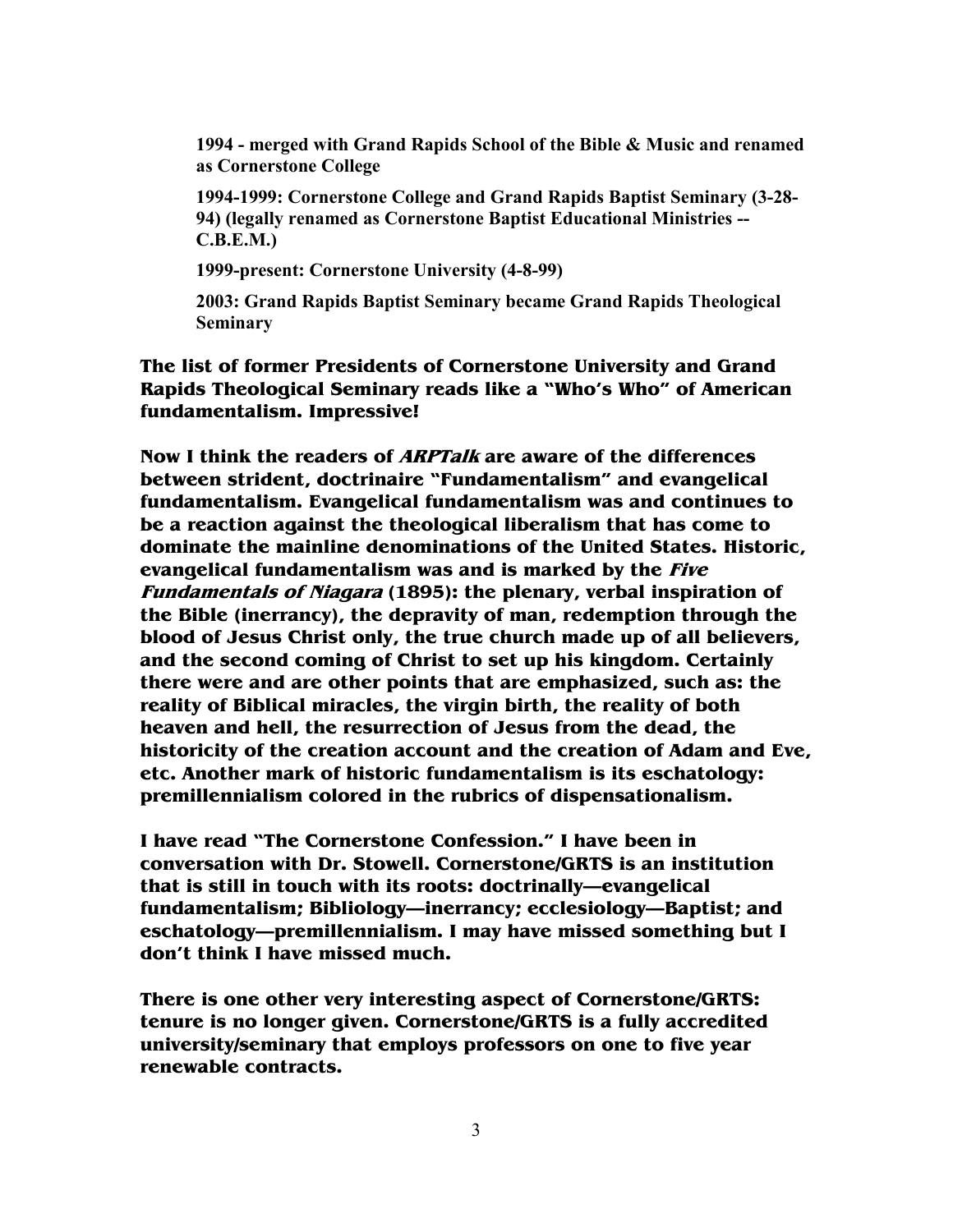**1994 - merged with Grand Rapids School of the Bible & Music and renamed as Cornerstone College**

**1994-1999: Cornerstone College and Grand Rapids Baptist Seminary (3-28-94) (legally renamed as Cornerstone Baptist Educational Ministries -- C.B.E.M.)**

**1999-present: Cornerstone University (4-8-99)**

**2003: Grand Rapids Baptist Seminary became Grand Rapids Theological Seminary**

**The list of former Presidents of Cornerstone University and Grand Rapids Theological Seminary reads like a "Who's Who" of American fundamentalism. Impressive!**

**Now I think the readers of *ARPTalk* are aware of the differences between strident, doctrinaire "Fundamentalism" and evangelical fundamentalism. Evangelical fundamentalism was and continues to be a reaction against the theological liberalism that has come to dominate the mainline denominations of the United States. Historic, evangelical fundamentalism was and is marked by the *Five Fundamentals of Niagara* (1895): the plenary, verbal inspiration of the Bible (inerrancy), the depravity of man, redemption through the blood of Jesus Christ only, the true church made up of all believers, and the second coming of Christ to set up his kingdom. Certainly there were and are other points that are emphasized, such as: the reality of Biblical miracles, the virgin birth, the reality of both heaven and hell, the resurrection of Jesus from the dead, the historicity of the creation account and the creation of Adam and Eve, etc. Another mark of historic fundamentalism is its eschatology: premillennialism colored in the rubrics of dispensationalism.**

**I have read "The Cornerstone Confession." I have been in conversation with Dr. Stowell. Cornerstone/GRTS is an institution that is still in touch with its roots: doctrinally—evangelical fundamentalism; Bibliology—inerrancy; ecclesiology—Baptist; and eschatology—premillennialism. I may have missed something but I don't think I have missed much.**

**There is one other very interesting aspect of Cornerstone/GRTS: tenure is no longer given. Cornerstone/GRTS is a fully accredited university/seminary that employs professors on one to five year renewable contracts.**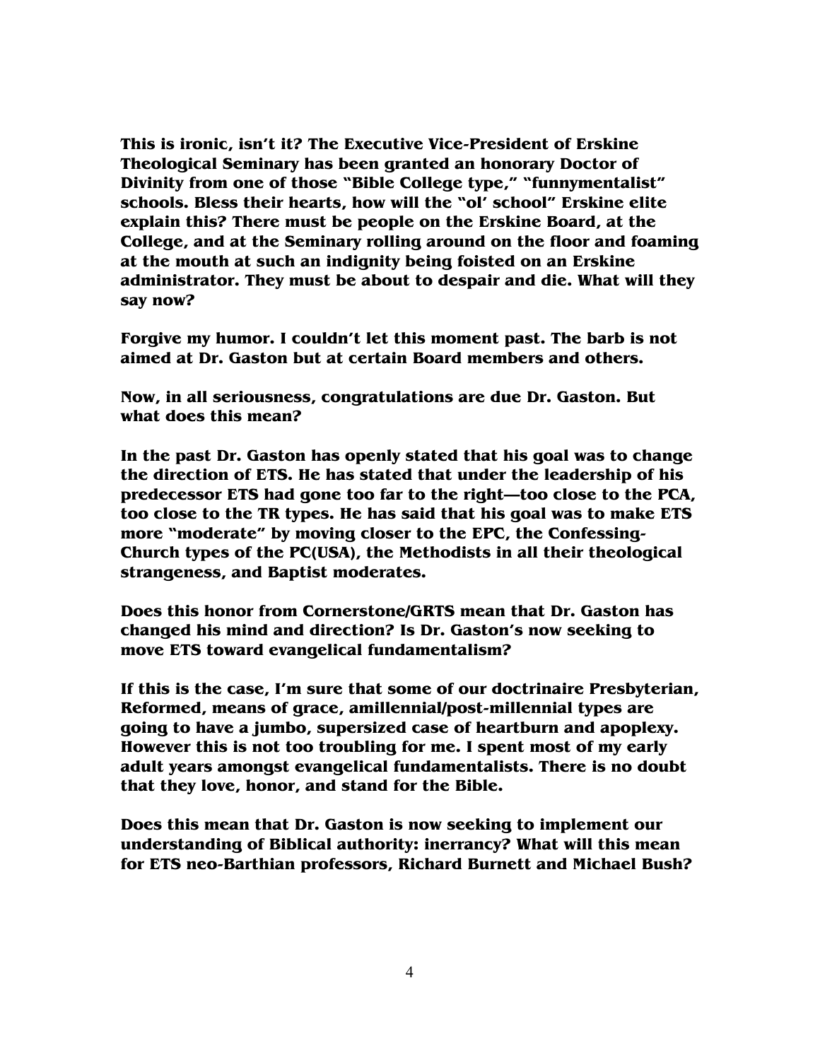**This is ironic, isn't it? The Executive Vice-President of Erskine Theological Seminary has been granted an honorary Doctor of Divinity from one of those "Bible College type," "funnymentalist" schools. Bless their hearts, how will the "ol' school" Erskine elite explain this? There must be people on the Erskine Board, at the College, and at the Seminary rolling around on the floor and foaming at the mouth at such an indignity being foisted on an Erskine administrator. They must be about to despair and die. What will they say now?**

**Forgive my humor. I couldn't let this moment past. The barb is not aimed at Dr. Gaston but at certain Board members and others.**

**Now, in all seriousness, congratulations are due Dr. Gaston. But what does this mean?**

**In the past Dr. Gaston has openly stated that his goal was to change the direction of ETS. He has stated that under the leadership of his predecessor ETS had gone too far to the right—too close to the PCA, too close to the TR types. He has said that his goal was to make ETS more "moderate" by moving closer to the EPC, the Confessing-Church types of the PC(USA), the Methodists in all their theological strangeness, and Baptist moderates.**

**Does this honor from Cornerstone/GRTS mean that Dr. Gaston has changed his mind and direction? Is Dr. Gaston's now seeking to move ETS toward evangelical fundamentalism?**

**If this is the case, I'm sure that some of our doctrinaire Presbyterian, Reformed, means of grace, amillennial/post-millennial types are going to have a jumbo, supersized case of heartburn and apoplexy. However this is not too troubling for me. I spent most of my early adult years amongst evangelical fundamentalists. There is no doubt that they love, honor, and stand for the Bible.**

**Does this mean that Dr. Gaston is now seeking to implement our understanding of Biblical authority: inerrancy? What will this mean for ETS neo-Barthian professors, Richard Burnett and Michael Bush?**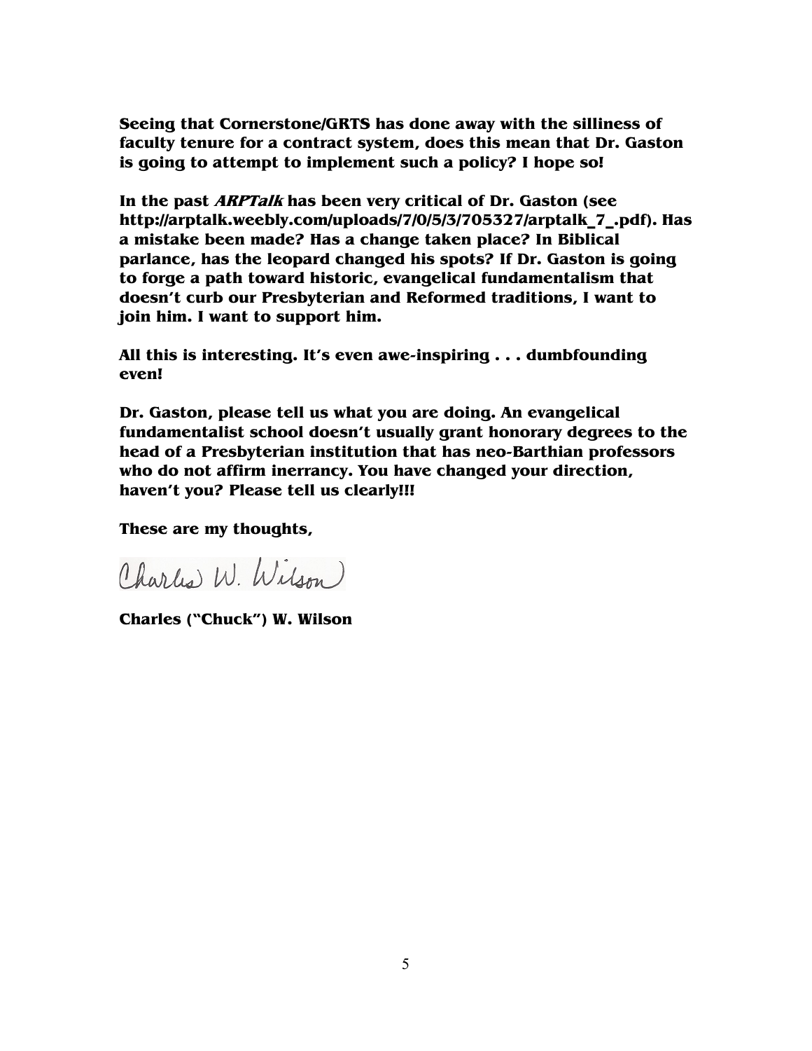**Seeing that Cornerstone/GRTS has done away with the silliness of faculty tenure for a contract system, does this mean that Dr. Gaston is going to attempt to implement such a policy? I hope so!**

**In the past *ARPTalk* has been very critical of Dr. Gaston (see http://arptalk.weebly.com/uploads/7/0/5/3/705327/arptalk_7_.pdf). Has a mistake been made? Has a change taken place? In Biblical parlance, has the leopard changed his spots? If Dr. Gaston is going to forge a path toward historic, evangelical fundamentalism that doesn't curb our Presbyterian and Reformed traditions, I want to join him. I want to support him.**

**All this is interesting. It's even awe-inspiring . . . dumbfounding even!**

**Dr. Gaston, please tell us what you are doing. An evangelical fundamentalist school doesn't usually grant honorary degrees to the head of a Presbyterian institution that has neo-Barthian professors who do not affirm inerrancy. You have changed your direction, haven't you? Please tell us clearly!!!**

**These are my thoughts,**

Charles W. Wilson

**Charles ("Chuck") W. Wilson**